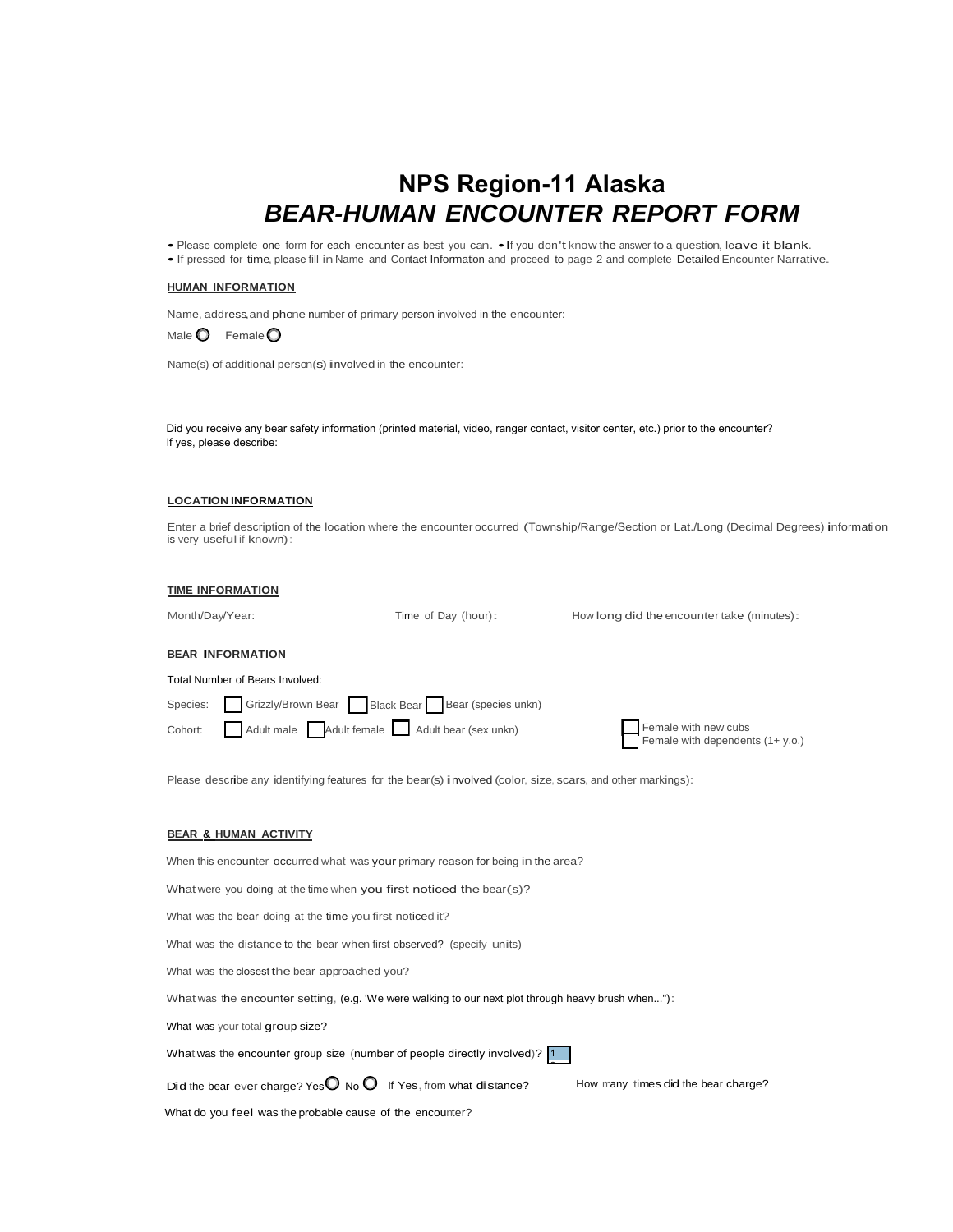# NPS Region-11 Alaska
## *BEAR-HUMAN ENCOUNTER REPORT FORM*

- Please complete one form for each encounter as best you can. • If you don't know the answer to a question, leave it blank.
- If pressed for time, please fill in Name and Contact Information and proceed to page 2 and complete Detailed Encounter Narrative.

**HUMAN INFORMATION**

Name, address, and phone number of primary person involved in the encounter:

Male ○ Female ○

Name(s) of additional person(s) involved in the encounter:

Did you receive any bear safety information (printed material, video, ranger contact, visitor center, etc.) prior to the encounter?
If yes, please describe:

**LOCATION INFORMATION**

Enter a brief description of the location where the encounter occurred (Township/Range/Section or Lat./Long (Decimal Degrees) information is very useful if known):

**TIME INFORMATION**

Month/Day/Year: Time of Day (hour): How long did the encounter take (minutes):

**BEAR INFORMATION**

Total Number of Bears Involved:

Species: ☐ Grizzly/Brown Bear ☐ Black Bear ☐ Bear (species unkn)

Cohort: ☐ Adult male ☐ Adult female ☐ Adult bear (sex unkn) ☐ Female with new cubs ☐ Female with dependents (1+ y.o.)

Please describe any identifying features for the bear(s) involved (color, size, scars, and other markings):

**BEAR & HUMAN ACTIVITY**

When this encounter occurred what was your primary reason for being in the area?

What were you doing at the time when you first noticed the bear(s)?

What was the bear doing at the time you first noticed it?

What was the distance to the bear when first observed? (specify units)

What was the closest the bear approached you?

What was the encounter setting, (e.g. 'We were walking to our next plot through heavy brush when..."):

What was your total group size?

What was the encounter group size (number of people directly involved)? 1

Did the bear ever charge? Yes ○ No ○ If Yes, from what distance? How many times did the bear charge?

What do you feel was the probable cause of the encounter?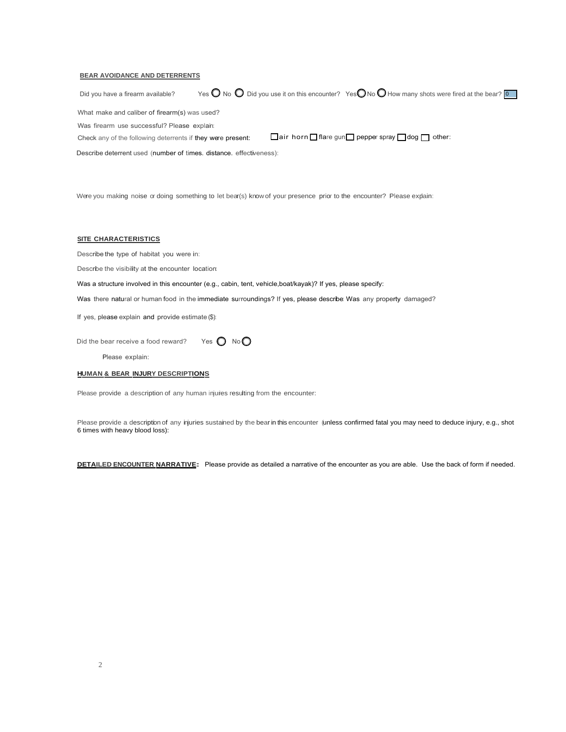## BEAR AVOIDANCE AND DETERRENTS

Did you have a firearm available? Yes ○ No ○ Did you use it on this encounter? Yes ○ No ○ How many shots were fired at the bear? 0

What make and caliber of firearm(s) was used?

Was firearm use successful? Please explain:

Check any of the following deterrents if they were present: ☐ air horn ☐ flare gun ☐ pepper spray ☐ dog ☐ other:

Describe deterrent used (number of times. distance. effectiveness):

Were you making noise or doing something to let bear(s) know of your presence prior to the encounter? Please explain:

## SITE CHARACTERISTICS

Describe the type of habitat you were in:

Describe the visibility at the encounter location:

Was a structure involved in this encounter (e.g., cabin, tent, vehicle,boat/kayak)? If yes, please specify:

Was there natural or human food in the immediate surroundings? If yes, please describe: Was any property damaged?

If yes, please explain and provide estimate ($):

Did the bear receive a food reward? Yes ○ No ○

Please explain:

## HUMAN & BEAR INJURY DESCRIPTIONS

Please provide a description of any human injuries resulting from the encounter:

Please provide a description of any injuries sustained by the bear in this encounter (unless confirmed fatal you may need to deduce injury, e.g., shot 6 times with heavy blood loss):

**DETAILED ENCOUNTER NARRATIVE:** Please provide as detailed a narrative of the encounter as you are able. Use the back of form if needed.